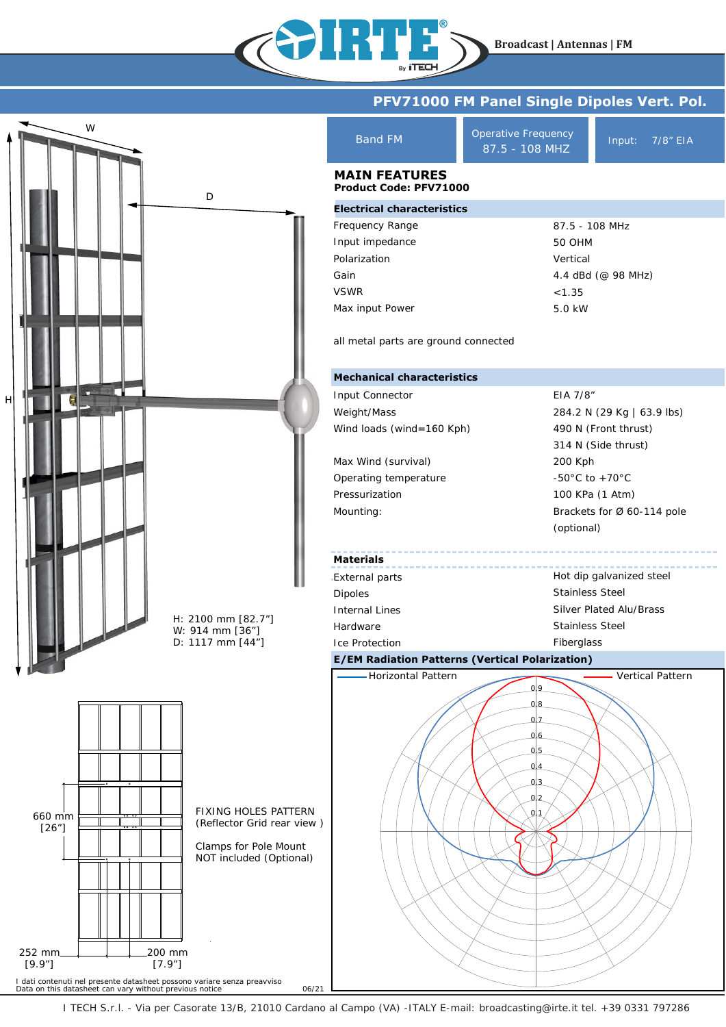Broadcast | Antennas | FM

# PFV71000 FM Panel Single Dipoles Vert. Pol.

| Band FM | Operative Frequency 87.5 - 108 MHZ | Input: 7/8" EIA |
|---|---|---|

## MAIN FEATURES

**Product Code: PFV71000**

### Electrical characteristics

| | |
|---|---|
| Frequency Range | 87.5 - 108 MHz |
| Input impedance | 50 OHM |
| Polarization | Vertical |
| Gain | 4.4 dBd (@ 98 MHz) |
| VSWR | <1.35 |
| Max input Power | 5.0 kW |

all metal parts are ground connected

### Mechanical characteristics

| | |
|---|---|
| Input Connector | EIA 7/8" |
| Weight/Mass | 284.2 N (29 Kg \| 63.9 lbs) |
| Wind loads (wind=160 Kph) | 490 N (Front thrust) |
| | 314 N (Side thrust) |
| Max Wind (survival) | 200 Kph |
| Operating temperature | -50°C to +70°C |
| Pressurization | 100 KPa (1 Atm) |
| Mounting: | Brackets for Ø 60-114 pole (optional) |

### Materials

| | |
|---|---|
| External parts | Hot dip galvanized steel |
| Dipoles | Stainless Steel |
| Internal Lines | Silver Plated Alu/Brass |
| Hardware | Stainless Steel |
| Ice Protection | Fiberglass |

### E/EM Radiation Patterns (Vertical Polarization)

Horizontal Pattern — Vertical Pattern

W, D, H

H: 2100 mm [82.7"]
W: 914 mm [36"]
D: 1117 mm [44"]

660 mm [26"]

FIXING HOLES PATTERN
(Reflector Grid rear view )

Clamps for Pole Mount
NOT included (Optional)

252 mm [9.9"]  200 mm [7.9"]

I dati contenuti nel presente datasheet possono variare senza preavviso
Data on this datasheet can vary without previous notice

06/21

I TECH S.r.l. - Via per Casorate 13/B, 21010 Cardano al Campo (VA) -ITALY E-mail: broadcasting@irte.it tel. +39 0331 797286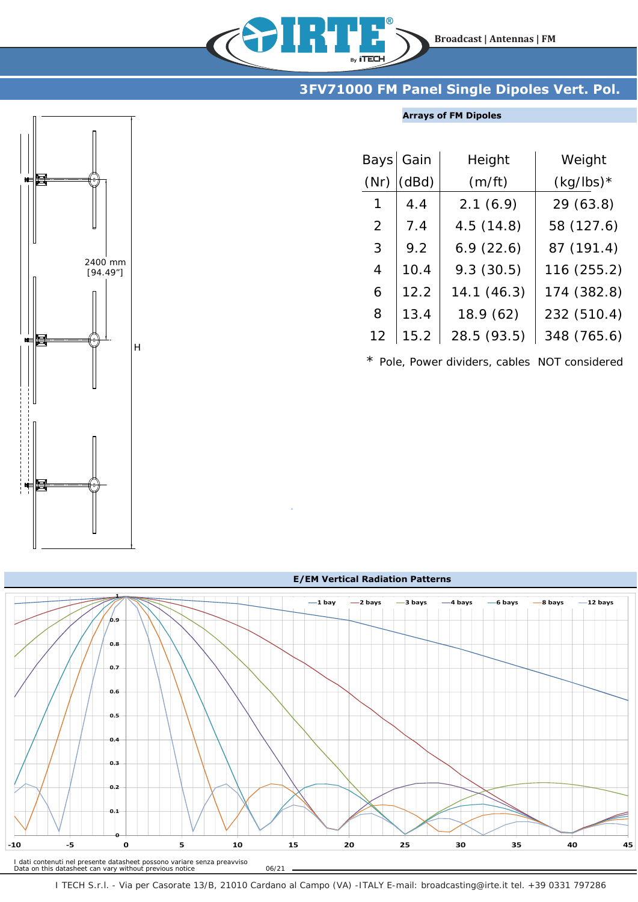Broadcast | Antennas | FM

# 3FV71000 FM Panel Single Dipoles Vert. Pol.

2400 mm
[94.49"]

H

## Arrays of FM Dipoles

| Bays (Nr) | Gain (dBd) | Height (m/ft) | Weight (kg/lbs)* |
|---|---|---|---|
| 1 | 4.4 | 2.1 (6.9) | 29 (63.8) |
| 2 | 7.4 | 4.5 (14.8) | 58 (127.6) |
| 3 | 9.2 | 6.9 (22.6) | 87 (191.4) |
| 4 | 10.4 | 9.3 (30.5) | 116 (255.2) |
| 6 | 12.2 | 14.1 (46.3) | 174 (382.8) |
| 8 | 13.4 | 18.9 (62) | 232 (510.4) |
| 12 | 15.2 | 28.5 (93.5) | 348 (765.6) |

* Pole, Power dividers, cables NOT considered

## E/EM Vertical Radiation Patterns

1 bay
2 bays
3 bays
4 bays
6 bays
8 bays
12 bays

1
0.9
0.8
0.7
0.6
0.5
0.4
0.3
0.2
0.1
0

-10 -5 0 5 10 15 20 25 30 35 40 45

I dati contenuti nel presente datasheet possono variare senza preavviso
Data on this datasheet can vary without previous notice

06/21

I TECH S.r.l. - Via per Casorate 13/B, 21010 Cardano al Campo (VA) -ITALY E-mail: broadcasting@irte.it tel. +39 0331 797286